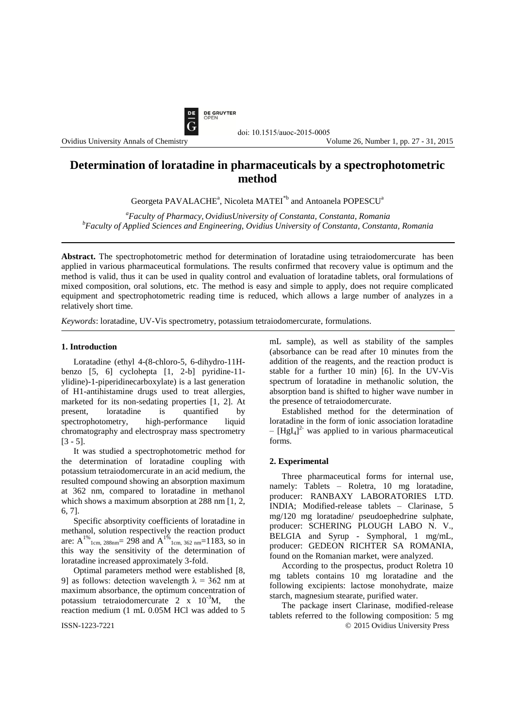doi: 10.1515/auoc-2015-0005

# Determination of loratadine in pharmaceuticals by a spectrophotometric method

Georgeta PAVALACHE[a], Nicoleta MATEI[*b] and Antoanela POPESCU[a]

[a] *Faculty of Pharmacy, OvidiusUniversity of Constanta, Constanta, Romania*
[b] *Faculty of Applied Sciences and Engineering, Ovidius University of Constanta, Constanta, Romania*

**Abstract.** The spectrophotometric method for determination of loratadine using tetraiodomercurate has been applied in various pharmaceutical formulations. The results confirmed that recovery value is optimum and the method is valid, thus it can be used in quality control and evaluation of loratadine tablets, oral formulations of mixed composition, oral solutions, etc. The method is easy and simple to apply, does not require complicated equipment and spectrophotometric reading time is reduced, which allows a large number of analyzes in a relatively short time.

*Keywords*: loratadine, UV-Vis spectrometry, potassium tetraiodomercurate, formulations.

## 1. Introduction

Loratadine (ethyl 4-(8-chloro-5, 6-dihydro-11H-benzo [5, 6] cyclohepta [1, 2-b] pyridine-11-ylidine)-1-piperidinecarboxylate) is a last generation of H1-antihistamine drugs used to treat allergies, marketed for its non-sedating properties [1, 2]. At present, loratadine is quantified by spectrophotometry, high-performance liquid chromatography and electrospray mass spectrometry [3 - 5].

It was studied a spectrophotometric method for the determination of loratadine coupling with potassium tetraiodomercurate in an acid medium, the resulted compound showing an absorption maximum at 362 nm, compared to loratadine in methanol which shows a maximum absorption at 288 nm [1, 2, 6, 7].

Specific absorptivity coefficients of loratadine in methanol, solution respectively the reaction product are: $A^{1\%}_{1cm,\ 288nm} = 298$ and $A^{1\%}_{1cm,\ 362\ nm} = 1183$, so in this way the sensitivity of the determination of loratadine increased approximately 3-fold.

Optimal parameters method were established [8, 9] as follows: detection wavelength $\lambda$ = 362 nm at maximum absorbance, the optimum concentration of potassium tetraiodomercurate $2 \times 10^{-3}$M, the reaction medium (1 mL 0.05M HCl was added to 5 mL sample), as well as stability of the samples (absorbance can be read after 10 minutes from the addition of the reagents, and the reaction product is stable for a further 10 min) [6]. In the UV-Vis spectrum of loratadine in methanolic solution, the absorption band is shifted to higher wave number in the presence of tetraiodomercurate.

Established method for the determination of loratadine in the form of ionic association loratadine – $[HgI_4]^{2-}$ was applied to in various pharmaceutical forms.

## 2. Experimental

Three pharmaceutical forms for internal use, namely: Tablets – Roletra, 10 mg loratadine, producer: RANBAXY LABORATORIES LTD. INDIA; Modified-release tablets – Clarinase, 5 mg/120 mg loratadine/ pseudoephedrine sulphate, producer: SCHERING PLOUGH LABO N. V., BELGIA and Syrup - Symphoral, 1 mg/mL, producer: GEDEON RICHTER SA ROMANIA, found on the Romanian market, were analyzed.

According to the prospectus, product Roletra 10 mg tablets contains 10 mg loratadine and the following excipients: lactose monohydrate, maize starch, magnesium stearate, purified water.

The package insert Clarinase, modified-release tablets referred to the following composition: 5 mg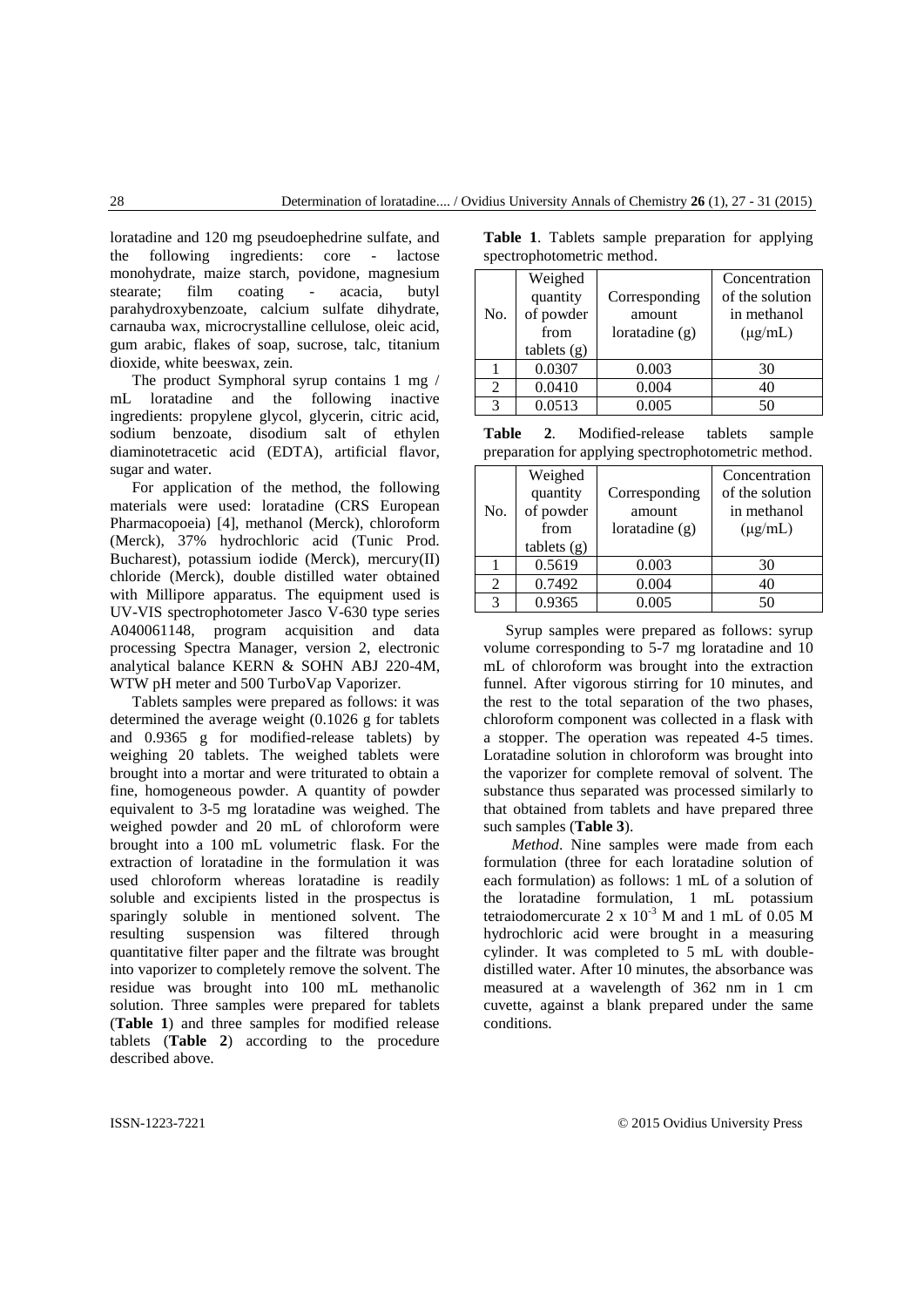loratadine and 120 mg pseudoephedrine sulfate, and the following ingredients: core - lactose monohydrate, maize starch, povidone, magnesium stearate; film coating - acacia, butyl parahydroxybenzoate, calcium sulfate dihydrate, carnauba wax, microcrystalline cellulose, oleic acid, gum arabic, flakes of soap, sucrose, talc, titanium dioxide, white beeswax, zein.

The product Symphoral syrup contains 1 mg / mL loratadine and the following inactive ingredients: propylene glycol, glycerin, citric acid, sodium benzoate, disodium salt of ethylen diaminotetracetic acid (EDTA), artificial flavor, sugar and water.

For application of the method, the following materials were used: loratadine (CRS European Pharmacopoeia) [4], methanol (Merck), chloroform (Merck), 37% hydrochloric acid (Tunic Prod. Bucharest), potassium iodide (Merck), mercury(II) chloride (Merck), double distilled water obtained with Millipore apparatus. The equipment used is UV-VIS spectrophotometer Jasco V-630 type series A040061148, program acquisition and data processing Spectra Manager, version 2, electronic analytical balance KERN & SOHN ABJ 220-4M, WTW pH meter and 500 TurboVap Vaporizer.

Tablets samples were prepared as follows: it was determined the average weight (0.1026 g for tablets and 0.9365 g for modified-release tablets) by weighing 20 tablets. The weighed tablets were brought into a mortar and were triturated to obtain a fine, homogeneous powder. A quantity of powder equivalent to 3-5 mg loratadine was weighed. The weighed powder and 20 mL of chloroform were brought into a 100 mL volumetric flask. For the extraction of loratadine in the formulation it was used chloroform whereas loratadine is readily soluble and excipients listed in the prospectus is sparingly soluble in mentioned solvent. The resulting suspension was filtered through quantitative filter paper and the filtrate was brought into vaporizer to completely remove the solvent. The residue was brought into 100 mL methanolic solution. Three samples were prepared for tablets (**Table 1**) and three samples for modified release tablets (**Table 2**) according to the procedure described above.

**Table 1**. Tablets sample preparation for applying spectrophotometric method.

| No. | Weighed quantity of powder from tablets (g) | Corresponding amount loratadine (g) | Concentration of the solution in methanol (μg/mL) |
|---|---|---|---|
| 1 | 0.0307 | 0.003 | 30 |
| 2 | 0.0410 | 0.004 | 40 |
| 3 | 0.0513 | 0.005 | 50 |

**Table 2**. Modified-release tablets sample preparation for applying spectrophotometric method.

| No. | Weighed quantity of powder from tablets (g) | Corresponding amount loratadine (g) | Concentration of the solution in methanol (μg/mL) |
|---|---|---|---|
| 1 | 0.5619 | 0.003 | 30 |
| 2 | 0.7492 | 0.004 | 40 |
| 3 | 0.9365 | 0.005 | 50 |

Syrup samples were prepared as follows: syrup volume corresponding to 5-7 mg loratadine and 10 mL of chloroform was brought into the extraction funnel. After vigorous stirring for 10 minutes, and the rest to the total separation of the two phases, chloroform component was collected in a flask with a stopper. The operation was repeated 4-5 times. Loratadine solution in chloroform was brought into the vaporizer for complete removal of solvent. The substance thus separated was processed similarly to that obtained from tablets and have prepared three such samples (**Table 3**).

*Method*. Nine samples were made from each formulation (three for each loratadine solution of each formulation) as follows: 1 mL of a solution of the loratadine formulation, 1 mL potassium tetraiodomercurate $2 \times 10^{-3}$ M and 1 mL of 0.05 M hydrochloric acid were brought in a measuring cylinder. It was completed to 5 mL with double-distilled water. After 10 minutes, the absorbance was measured at a wavelength of 362 nm in 1 cm cuvette, against a blank prepared under the same conditions.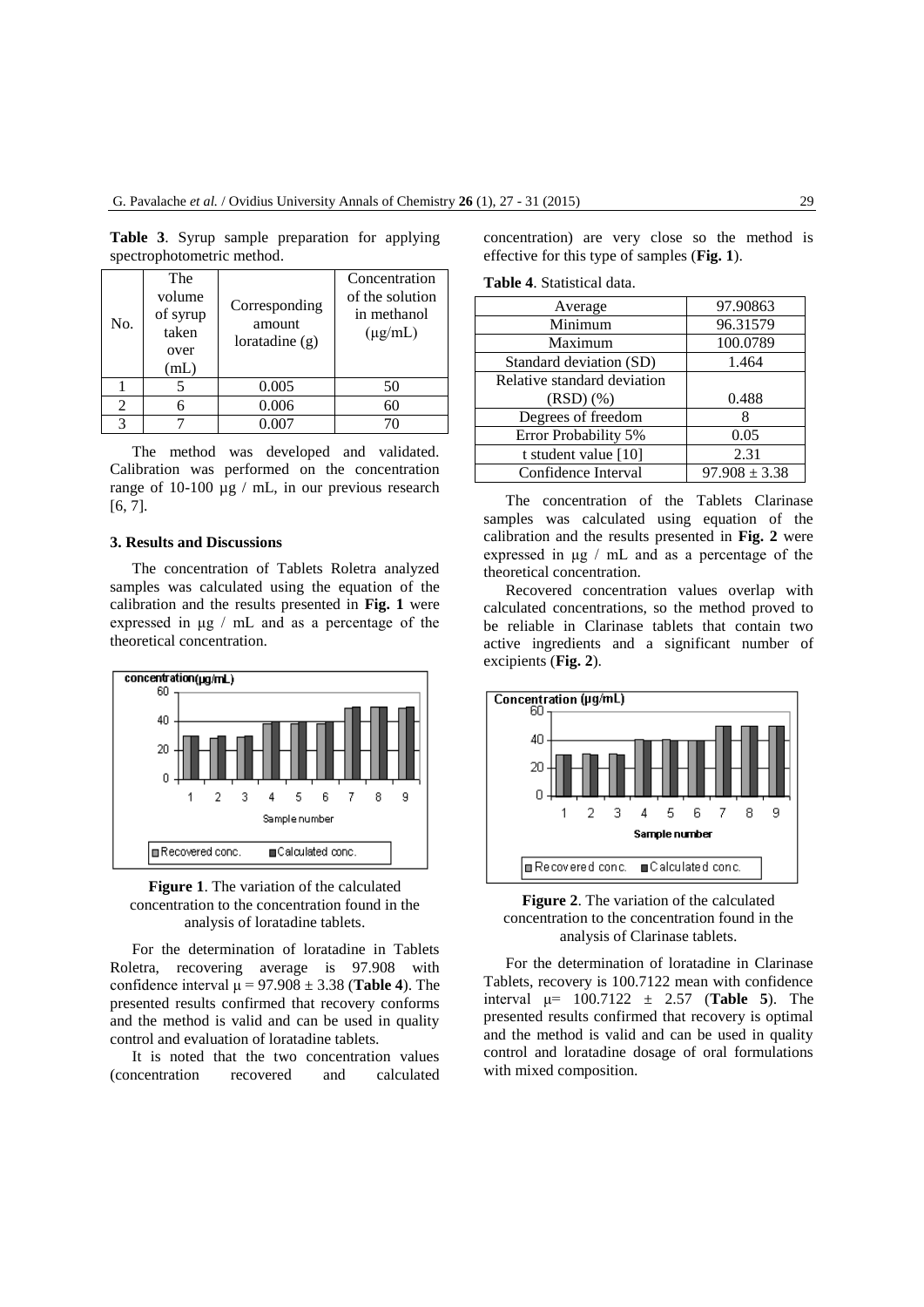**Table 3**. Syrup sample preparation for applying spectrophotometric method.

| No. | The volume of syrup taken over (mL) | Corresponding amount loratadine (g) | Concentration of the solution in methanol (µg/mL) |
|---|---|---|---|
| 1 | 5 | 0.005 | 50 |
| 2 | 6 | 0.006 | 60 |
| 3 | 7 | 0.007 | 70 |

The method was developed and validated. Calibration was performed on the concentration range of 10-100 µg / mL, in our previous research [6, 7].

### 3. Results and Discussions

The concentration of Tablets Roletra analyzed samples was calculated using the equation of the calibration and the results presented in **Fig. 1** were expressed in µg / mL and as a percentage of the theoretical concentration.

concentration(µg/mL)
60
40
20
0
1 2 3 4 5 6 7 8 9
Sample number
Recovered conc. Calculated conc.

**Figure 1**. The variation of the calculated concentration to the concentration found in the analysis of loratadine tablets.

For the determination of loratadine in Tablets Roletra, recovering average is 97.908 with confidence interval $\mu = 97.908 \pm 3.38$ (**Table 4**). The presented results confirmed that recovery conforms and the method is valid and can be used in quality control and evaluation of loratadine tablets.

It is noted that the two concentration values (concentration recovered and calculated concentration) are very close so the method is effective for this type of samples (**Fig. 1**).

**Table 4**. Statistical data.

| | |
|---|---|
| Average | 97.90863 |
| Minimum | 96.31579 |
| Maximum | 100.0789 |
| Standard deviation (SD) | 1.464 |
| Relative standard deviation (RSD) (%) | 0.488 |
| Degrees of freedom | 8 |
| Error Probability 5% | 0.05 |
| t student value [10] | 2.31 |
| Confidence Interval | 97.908 ± 3.38 |

The concentration of the Tablets Clarinase samples was calculated using equation of the calibration and the results presented in **Fig. 2** were expressed in µg / mL and as a percentage of the theoretical concentration.

Recovered concentration values overlap with calculated concentrations, so the method proved to be reliable in Clarinase tablets that contain two active ingredients and a significant number of excipients (**Fig. 2**).

Concentration (µg/mL)
60
40
20
0
1 2 3 4 5 6 7 8 9
Sample number
Recovered conc. Calculated conc.

**Figure 2**. The variation of the calculated concentration to the concentration found in the analysis of Clarinase tablets.

For the determination of loratadine in Clarinase Tablets, recovery is 100.7122 mean with confidence interval $\mu = 100.7122 \pm 2.57$ (**Table 5**). The presented results confirmed that recovery is optimal and the method is valid and can be used in quality control and loratadine dosage of oral formulations with mixed composition.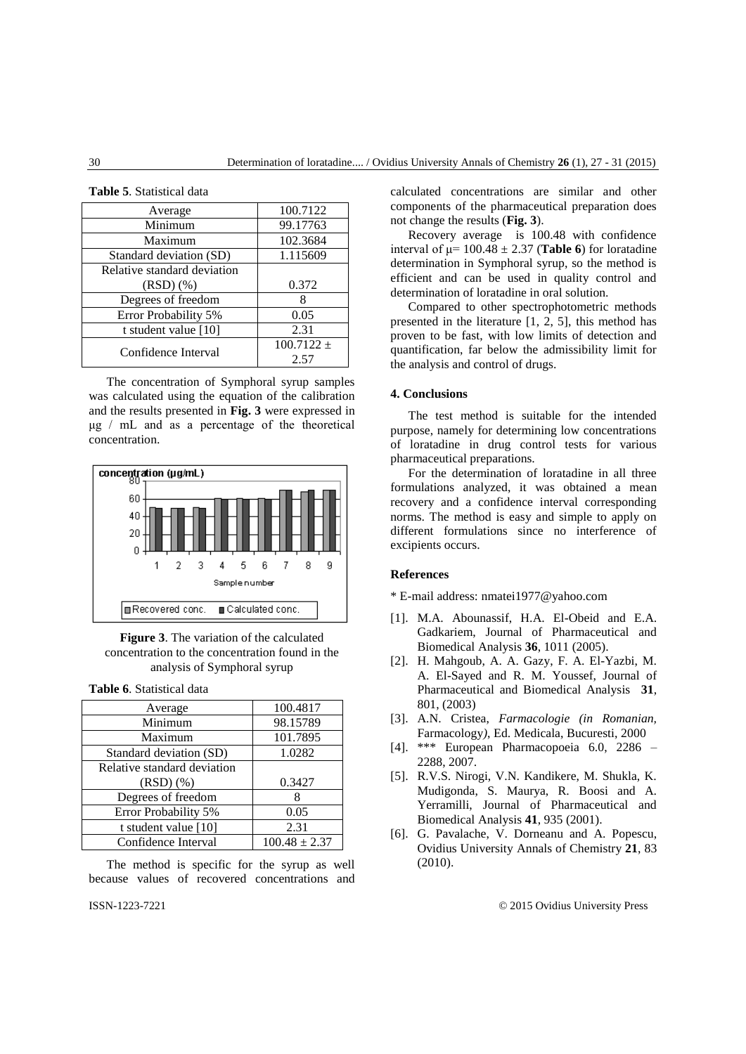**Table 5**. Statistical data

| | |
|---|---|
| Average | 100.7122 |
| Minimum | 99.17763 |
| Maximum | 102.3684 |
| Standard deviation (SD) | 1.115609 |
| Relative standard deviation (RSD) (%) | 0.372 |
| Degrees of freedom | 8 |
| Error Probability 5% | 0.05 |
| t student value [10] | 2.31 |
| Confidence Interval | 100.7122 ± 2.57 |

The concentration of Symphoral syrup samples was calculated using the equation of the calibration and the results presented in **Fig. 3** were expressed in μg / mL and as a percentage of the theoretical concentration.

concentration (μg/mL)
80
60
40
20
0
1 2 3 4 5 6 7 8 9
Sample number
Recovered conc. Calculated conc.

**Figure 3**. The variation of the calculated concentration to the concentration found in the analysis of Symphoral syrup

**Table 6**. Statistical data

| | |
|---|---|
| Average | 100.4817 |
| Minimum | 98.15789 |
| Maximum | 101.7895 |
| Standard deviation (SD) | 1.0282 |
| Relative standard deviation (RSD) (%) | 0.3427 |
| Degrees of freedom | 8 |
| Error Probability 5% | 0.05 |
| t student value [10] | 2.31 |
| Confidence Interval | 100.48 ± 2.37 |

The method is specific for the syrup as well because values of recovered concentrations and calculated concentrations are similar and other components of the pharmaceutical preparation does not change the results (**Fig. 3**).

Recovery average is 100.48 with confidence interval of $\mu = 100.48 \pm 2.37$ (**Table 6**) for loratadine determination in Symphoral syrup, so the method is efficient and can be used in quality control and determination of loratadine in oral solution.

Compared to other spectrophotometric methods presented in the literature [1, 2, 5], this method has proven to be fast, with low limits of detection and quantification, far below the admissibility limit for the analysis and control of drugs.

## 4. Conclusions

The test method is suitable for the intended purpose, namely for determining low concentrations of loratadine in drug control tests for various pharmaceutical preparations.

For the determination of loratadine in all three formulations analyzed, it was obtained a mean recovery and a confidence interval corresponding norms. The method is easy and simple to apply on different formulations since no interference of excipients occurs.

## References

* E-mail address: nmatei1977@yahoo.com

[1]. M.A. Abounassif, H.A. El-Obeid and E.A. Gadkariem, Journal of Pharmaceutical and Biomedical Analysis **36**, 1011 (2005).

[2]. H. Mahgoub, A. A. Gazy, F. A. El-Yazbi, M. A. El-Sayed and R. M. Youssef, Journal of Pharmaceutical and Biomedical Analysis **31**, 801, (2003)

[3]. A.N. Cristea, *Farmacologie (in Romanian,* Farmacology*)*, Ed. Medicala, Bucuresti, 2000

[4]. *** European Pharmacopoeia 6.0, 2286 – 2288, 2007.

[5]. R.V.S. Nirogi, V.N. Kandikere, M. Shukla, K. Mudigonda, S. Maurya, R. Boosi and A. Yerramilli, Journal of Pharmaceutical and Biomedical Analysis **41**, 935 (2001).

[6]. G. Pavalache, V. Dorneanu and A. Popescu, Ovidius University Annals of Chemistry **21**, 83 (2010).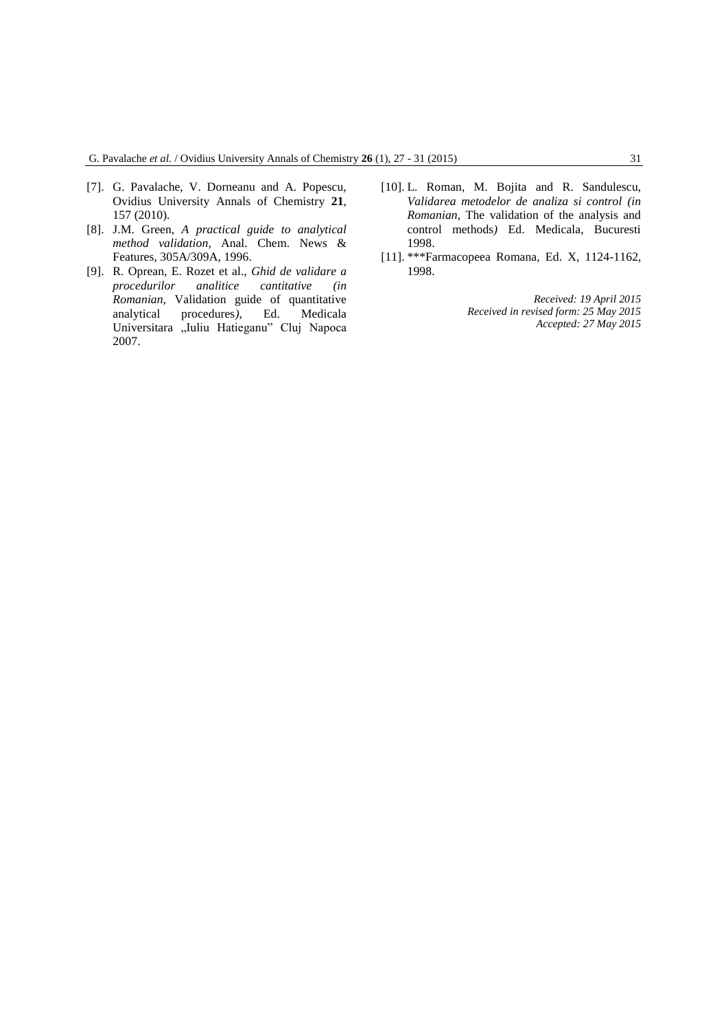[7]. G. Pavalache, V. Dorneanu and A. Popescu, Ovidius University Annals of Chemistry **21**, 157 (2010).

[8]. J.M. Green, *A practical guide to analytical method validation*, Anal. Chem. News & Features, 305A/309A, 1996.

[9]. R. Oprean, E. Rozet et al., *Ghid de validare a procedurilor analitice cantitative (in Romanian,* Validation guide of quantitative analytical procedures*)*, Ed. Medicala Universitara „Iuliu Hatieganu" Cluj Napoca 2007.

[10]. L. Roman, M. Bojita and R. Sandulescu, *Validarea metodelor de analiza si control (in Romanian,* The validation of the analysis and control methods*)* Ed. Medicala, Bucuresti 1998.

[11]. ***Farmacopeea Romana, Ed. X, 1124-1162, 1998.

*Received: 19 April 2015*
*Received in revised form: 25 May 2015*
*Accepted: 27 May 2015*